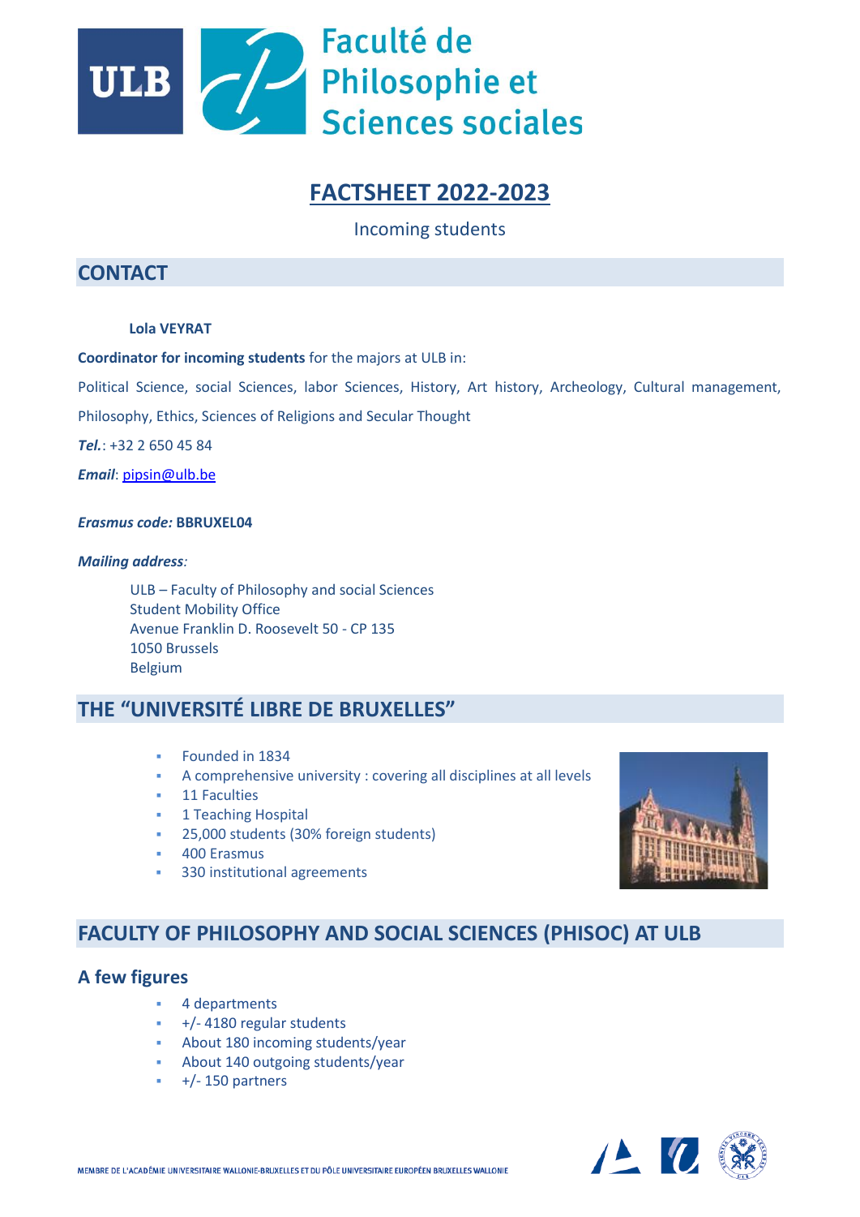Faculté de Philosophie et Sciences sociales

# FACTSHEET 2022-2023

Incoming students

## CONTACT

**Lola VEYRAT**

**Coordinator for incoming students** for the majors at ULB in:

Political Science, social Sciences, labor Sciences, History, Art history, Archeology, Cultural management, Philosophy, Ethics, Sciences of Religions and Secular Thought

***Tel.***: +32 2 650 45 84

***Email***: pipsin@ulb.be

***Erasmus code:*** **BBRUXEL04**

***Mailing address****:*

ULB – Faculty of Philosophy and social Sciences
Student Mobility Office
Avenue Franklin D. Roosevelt 50 - CP 135
1050 Brussels
Belgium

## THE "UNIVERSITÉ LIBRE DE BRUXELLES"

- Founded in 1834
- A comprehensive university : covering all disciplines at all levels
- 11 Faculties
- 1 Teaching Hospital
- 25,000 students (30% foreign students)
- 400 Erasmus
- 330 institutional agreements

## FACULTY OF PHILOSOPHY AND SOCIAL SCIENCES (PHISOC) AT ULB

### A few figures

- 4 departments
- +/- 4180 regular students
- About 180 incoming students/year
- About 140 outgoing students/year
- +/- 150 partners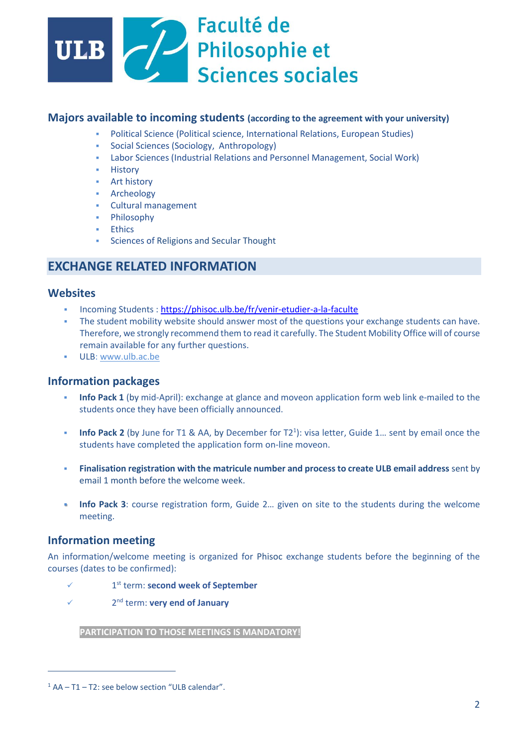# Faculté de Philosophie et Sciences sociales

## Majors available to incoming students (according to the agreement with your university)

- Political Science (Political science, International Relations, European Studies)
- Social Sciences (Sociology, Anthropology)
- Labor Sciences (Industrial Relations and Personnel Management, Social Work)
- History
- Art history
- Archeology
- Cultural management
- Philosophy
- Ethics
- Sciences of Religions and Secular Thought

## EXCHANGE RELATED INFORMATION

### Websites

- Incoming Students : https://phisoc.ulb.be/fr/venir-etudier-a-la-faculte
- The student mobility website should answer most of the questions your exchange students can have. Therefore, we strongly recommend them to read it carefully. The Student Mobility Office will of course remain available for any further questions.
- ULB: www.ulb.ac.be

### Information packages

- **Info Pack 1** (by mid-April): exchange at glance and moveon application form web link e-mailed to the students once they have been officially announced.
- **Info Pack 2** (by June for T1 & AA, by December for T2[1]): visa letter, Guide 1… sent by email once the students have completed the application form on-line moveon.
- **Finalisation registration with the matricule number and process to create ULB email address** sent by email 1 month before the welcome week.
- **Info Pack 3**: course registration form, Guide 2… given on site to the students during the welcome meeting.

### Information meeting

An information/welcome meeting is organized for Phisoc exchange students before the beginning of the courses (dates to be confirmed):

- ✓ 1st term: **second week of September**
- ✓ 2nd term: **very end of January**

**PARTICIPATION TO THOSE MEETINGS IS MANDATORY!**

---

[1] AA – T1 – T2: see below section "ULB calendar".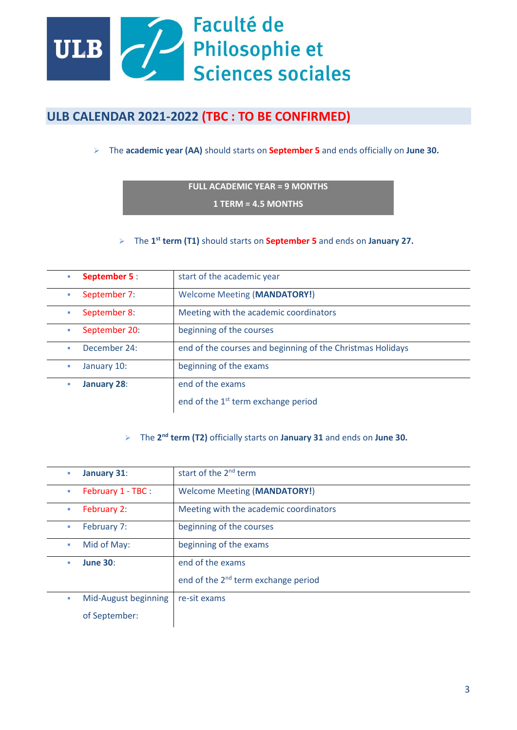Faculté de Philosophie et Sciences sociales

## ULB CALENDAR 2021-2022 (TBC : TO BE CONFIRMED)

- The **academic year (AA)** should starts on **September 5** and ends officially on **June 30.**

**FULL ACADEMIC YEAR = 9 MONTHS**

**1 TERM = 4.5 MONTHS**

- The **1st term (T1)** should starts on **September 5** and ends on **January 27.**

| | |
|---|---|
| **September 5** : | start of the academic year |
| September 7: | Welcome Meeting (**MANDATORY!**) |
| September 8: | Meeting with the academic coordinators |
| September 20: | beginning of the courses |
| December 24: | end of the courses and beginning of the Christmas Holidays |
| January 10: | beginning of the exams |
| **January 28**: | end of the exams<br>end of the 1st term exchange period |

- The **2nd term (T2)** officially starts on **January 31** and ends on **June 30.**

| | |
|---|---|
| **January 31**: | start of the 2nd term |
| February 1 - TBC : | Welcome Meeting (**MANDATORY!**) |
| February 2: | Meeting with the academic coordinators |
| February 7: | beginning of the courses |
| Mid of May: | beginning of the exams |
| **June 30**: | end of the exams<br>end of the 2nd term exchange period |
| Mid-August beginning of September: | re-sit exams |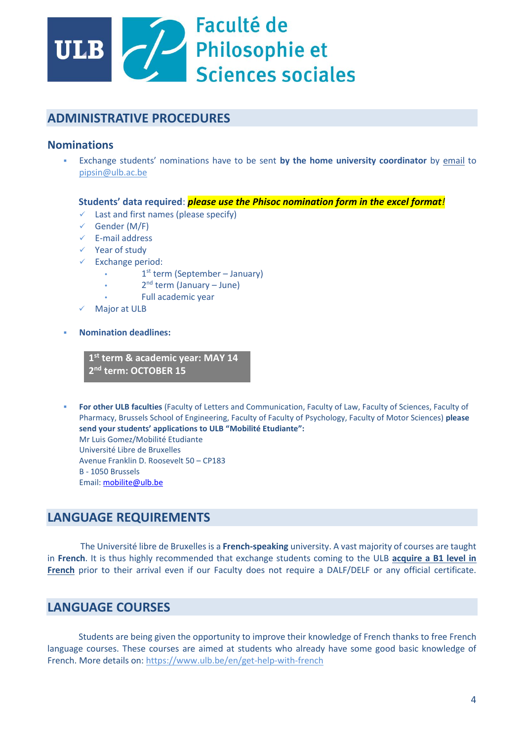Faculté de Philosophie et Sciences sociales

## ADMINISTRATIVE PROCEDURES

### Nominations

- Exchange students' nominations have to be sent **by the home university coordinator** by email to pipsin@ulb.ac.be

  **Students' data required**: ***please use the Phisoc nomination form in the excel format!***
  - ✓ Last and first names (please specify)
  - ✓ Gender (M/F)
  - ✓ E-mail address
  - ✓ Year of study
  - ✓ Exchange period:
    - 1st term (September – January)
    - 2nd term (January – June)
    - Full academic year
  - ✓ Major at ULB

- **Nomination deadlines:**

  **1st term & academic year: MAY 14**
  **2nd term: OCTOBER 15**

- **For other ULB faculties** (Faculty of Letters and Communication, Faculty of Law, Faculty of Sciences, Faculty of Pharmacy, Brussels School of Engineering, Faculty of Faculty of Psychology, Faculty of Motor Sciences) **please send your students' applications to ULB "Mobilité Etudiante":**
  Mr Luis Gomez/Mobilité Etudiante
  Université Libre de Bruxelles
  Avenue Franklin D. Roosevelt 50 – CP183
  B - 1050 Brussels
  Email: mobilite@ulb.be

## LANGUAGE REQUIREMENTS

The Université libre de Bruxelles is a **French-speaking** university. A vast majority of courses are taught in **French**. It is thus highly recommended that exchange students coming to the ULB **acquire a B1 level in French** prior to their arrival even if our Faculty does not require a DALF/DELF or any official certificate.

## LANGUAGE COURSES

Students are being given the opportunity to improve their knowledge of French thanks to free French language courses. These courses are aimed at students who already have some good basic knowledge of French. More details on: https://www.ulb.be/en/get-help-with-french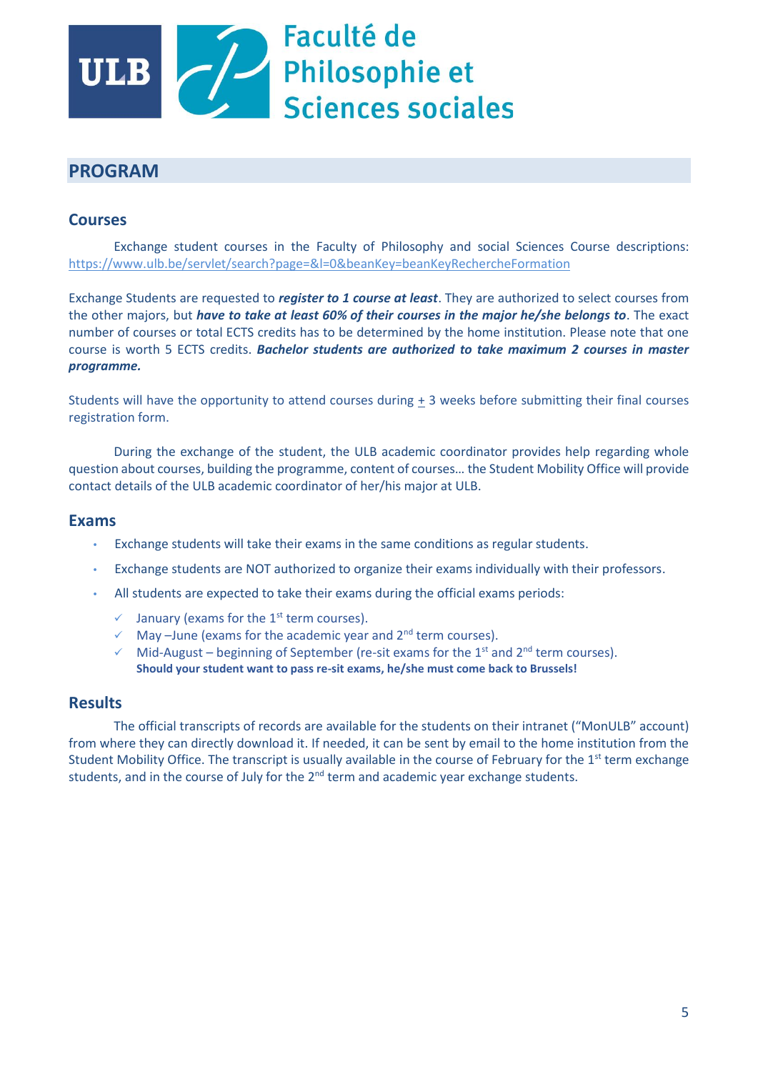Faculté de Philosophie et Sciences sociales

## PROGRAM

### Courses

Exchange student courses in the Faculty of Philosophy and social Sciences Course descriptions: [https://www.ulb.be/servlet/search?page=&l=0&beanKey=beanKeyRechercheFormation](https://www.ulb.be/servlet/search?page=&l=0&beanKey=beanKeyRechercheFormation)

Exchange Students are requested to ***register to 1 course at least***. They are authorized to select courses from the other majors, but ***have to take at least 60% of their courses in the major he/she belongs to***. The exact number of courses or total ECTS credits has to be determined by the home institution. Please note that one course is worth 5 ECTS credits. ***Bachelor students are authorized to take maximum 2 courses in master programme.***

Students will have the opportunity to attend courses during ± 3 weeks before submitting their final courses registration form.

During the exchange of the student, the ULB academic coordinator provides help regarding whole question about courses, building the programme, content of courses… the Student Mobility Office will provide contact details of the ULB academic coordinator of her/his major at ULB.

### Exams

- Exchange students will take their exams in the same conditions as regular students.
- Exchange students are NOT authorized to organize their exams individually with their professors.
- All students are expected to take their exams during the official exams periods:
  - ✓ January (exams for the 1st term courses).
  - ✓ May –June (exams for the academic year and 2nd term courses).
  - ✓ Mid-August – beginning of September (re-sit exams for the 1st and 2nd term courses).
    **Should your student want to pass re-sit exams, he/she must come back to Brussels!**

### Results

The official transcripts of records are available for the students on their intranet ("MonULB" account) from where they can directly download it. If needed, it can be sent by email to the home institution from the Student Mobility Office. The transcript is usually available in the course of February for the 1st term exchange students, and in the course of July for the 2nd term and academic year exchange students.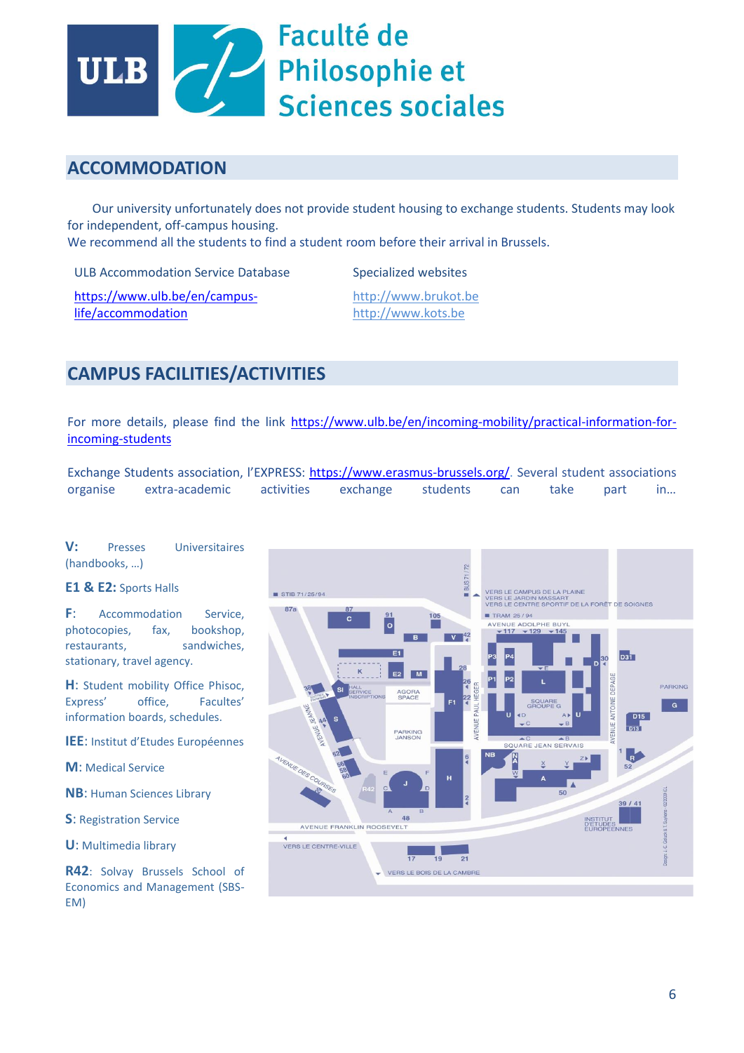Faculté de Philosophie et Sciences sociales

## ACCOMMODATION

Our university unfortunately does not provide student housing to exchange students. Students may look for independent, off-campus housing.
We recommend all the students to find a student room before their arrival in Brussels.

| ULB Accommodation Service Database | Specialized websites |
|---|---|
| https://www.ulb.be/en/campus-life/accommodation | http://www.brukot.be<br>http://www.kots.be |

## CAMPUS FACILITIES/ACTIVITIES

For more details, please find the link https://www.ulb.be/en/incoming-mobility/practical-information-for-incoming-students

Exchange Students association, l'EXPRESS: https://www.erasmus-brussels.org/. Several student associations organise extra-academic activities exchange students can take part in…

**V:** Presses Universitaires (handbooks, …)

**E1 & E2:** Sports Halls

**F:** Accommodation Service, photocopies, fax, bookshop, restaurants, sandwiches, stationary, travel agency.

**H:** Student mobility Office Phisoc, Express' office, Facultes' information boards, schedules.

**IEE:** Institut d'Etudes Européennes

**M:** Medical Service

**NB:** Human Sciences Library

**S:** Registration Service

**U:** Multimedia library

**R42:** Solvay Brussels School of Economics and Management (SBS-EM)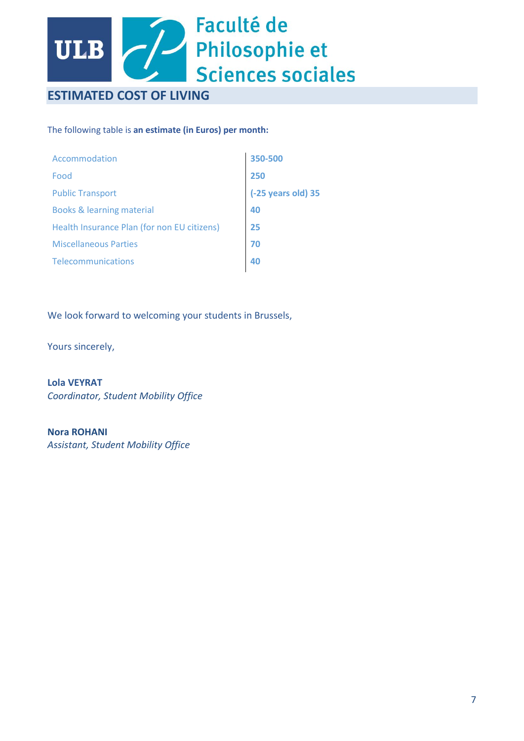Faculté de Philosophie et Sciences sociales

## ESTIMATED COST OF LIVING

The following table is **an estimate (in Euros) per month:**

| | |
|---|---|
| Accommodation | **350-500** |
| Food | **250** |
| Public Transport | **(-25 years old) 35** |
| Books & learning material | **40** |
| Health Insurance Plan (for non EU citizens) | **25** |
| Miscellaneous Parties | **70** |
| Telecommunications | **40** |

We look forward to welcoming your students in Brussels,

Yours sincerely,

**Lola VEYRAT**
*Coordinator, Student Mobility Office*

**Nora ROHANI**
*Assistant, Student Mobility Office*